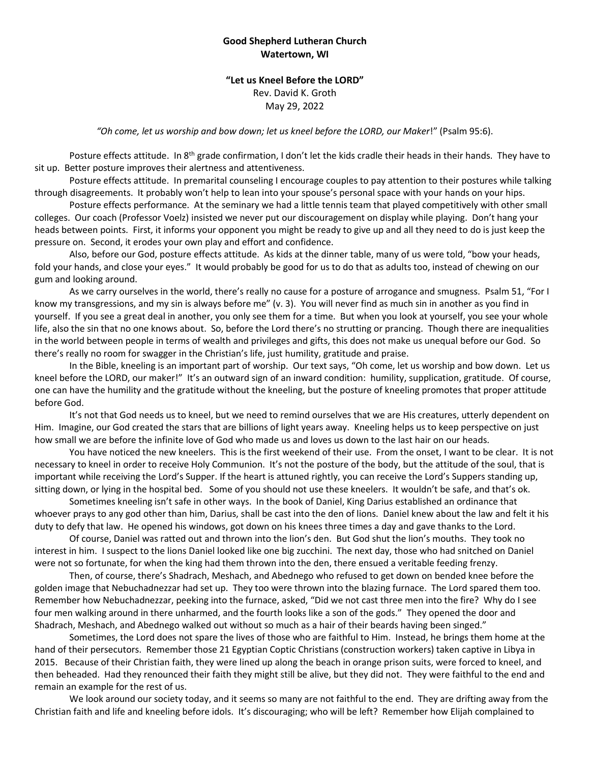**Good Shepherd Lutheran Church**
**Watertown, WI**

**"Let us Kneel Before the LORD"**
Rev. David K. Groth
May 29, 2022

*"Oh come, let us worship and bow down; let us kneel before the LORD, our Maker*!" (Psalm 95:6).

Posture effects attitude. In 8th grade confirmation, I don't let the kids cradle their heads in their hands. They have to sit up. Better posture improves their alertness and attentiveness.

Posture effects attitude. In premarital counseling I encourage couples to pay attention to their postures while talking through disagreements. It probably won't help to lean into your spouse's personal space with your hands on your hips.

Posture effects performance. At the seminary we had a little tennis team that played competitively with other small colleges. Our coach (Professor Voelz) insisted we never put our discouragement on display while playing. Don't hang your heads between points. First, it informs your opponent you might be ready to give up and all they need to do is just keep the pressure on. Second, it erodes your own play and effort and confidence.

Also, before our God, posture effects attitude. As kids at the dinner table, many of us were told, "bow your heads, fold your hands, and close your eyes." It would probably be good for us to do that as adults too, instead of chewing on our gum and looking around.

As we carry ourselves in the world, there's really no cause for a posture of arrogance and smugness. Psalm 51, "For I know my transgressions, and my sin is always before me" (v. 3). You will never find as much sin in another as you find in yourself. If you see a great deal in another, you only see them for a time. But when you look at yourself, you see your whole life, also the sin that no one knows about. So, before the Lord there's no strutting or prancing. Though there are inequalities in the world between people in terms of wealth and privileges and gifts, this does not make us unequal before our God. So there's really no room for swagger in the Christian's life, just humility, gratitude and praise.

In the Bible, kneeling is an important part of worship. Our text says, "Oh come, let us worship and bow down. Let us kneel before the LORD, our maker!" It's an outward sign of an inward condition: humility, supplication, gratitude. Of course, one can have the humility and the gratitude without the kneeling, but the posture of kneeling promotes that proper attitude before God.

It's not that God needs us to kneel, but we need to remind ourselves that we are His creatures, utterly dependent on Him. Imagine, our God created the stars that are billions of light years away. Kneeling helps us to keep perspective on just how small we are before the infinite love of God who made us and loves us down to the last hair on our heads.

You have noticed the new kneelers. This is the first weekend of their use. From the onset, I want to be clear. It is not necessary to kneel in order to receive Holy Communion. It's not the posture of the body, but the attitude of the soul, that is important while receiving the Lord's Supper. If the heart is attuned rightly, you can receive the Lord's Suppers standing up, sitting down, or lying in the hospital bed. Some of you should not use these kneelers. It wouldn't be safe, and that's ok.

Sometimes kneeling isn't safe in other ways. In the book of Daniel, King Darius established an ordinance that whoever prays to any god other than him, Darius, shall be cast into the den of lions. Daniel knew about the law and felt it his duty to defy that law. He opened his windows, got down on his knees three times a day and gave thanks to the Lord.

Of course, Daniel was ratted out and thrown into the lion's den. But God shut the lion's mouths. They took no interest in him. I suspect to the lions Daniel looked like one big zucchini. The next day, those who had snitched on Daniel were not so fortunate, for when the king had them thrown into the den, there ensued a veritable feeding frenzy.

Then, of course, there's Shadrach, Meshach, and Abednego who refused to get down on bended knee before the golden image that Nebuchadnezzar had set up. They too were thrown into the blazing furnace. The Lord spared them too. Remember how Nebuchadnezzar, peeking into the furnace, asked, "Did we not cast three men into the fire? Why do I see four men walking around in there unharmed, and the fourth looks like a son of the gods." They opened the door and Shadrach, Meshach, and Abednego walked out without so much as a hair of their beards having been singed."

Sometimes, the Lord does not spare the lives of those who are faithful to Him. Instead, he brings them home at the hand of their persecutors. Remember those 21 Egyptian Coptic Christians (construction workers) taken captive in Libya in 2015. Because of their Christian faith, they were lined up along the beach in orange prison suits, were forced to kneel, and then beheaded. Had they renounced their faith they might still be alive, but they did not. They were faithful to the end and remain an example for the rest of us.

We look around our society today, and it seems so many are not faithful to the end. They are drifting away from the Christian faith and life and kneeling before idols. It's discouraging; who will be left? Remember how Elijah complained to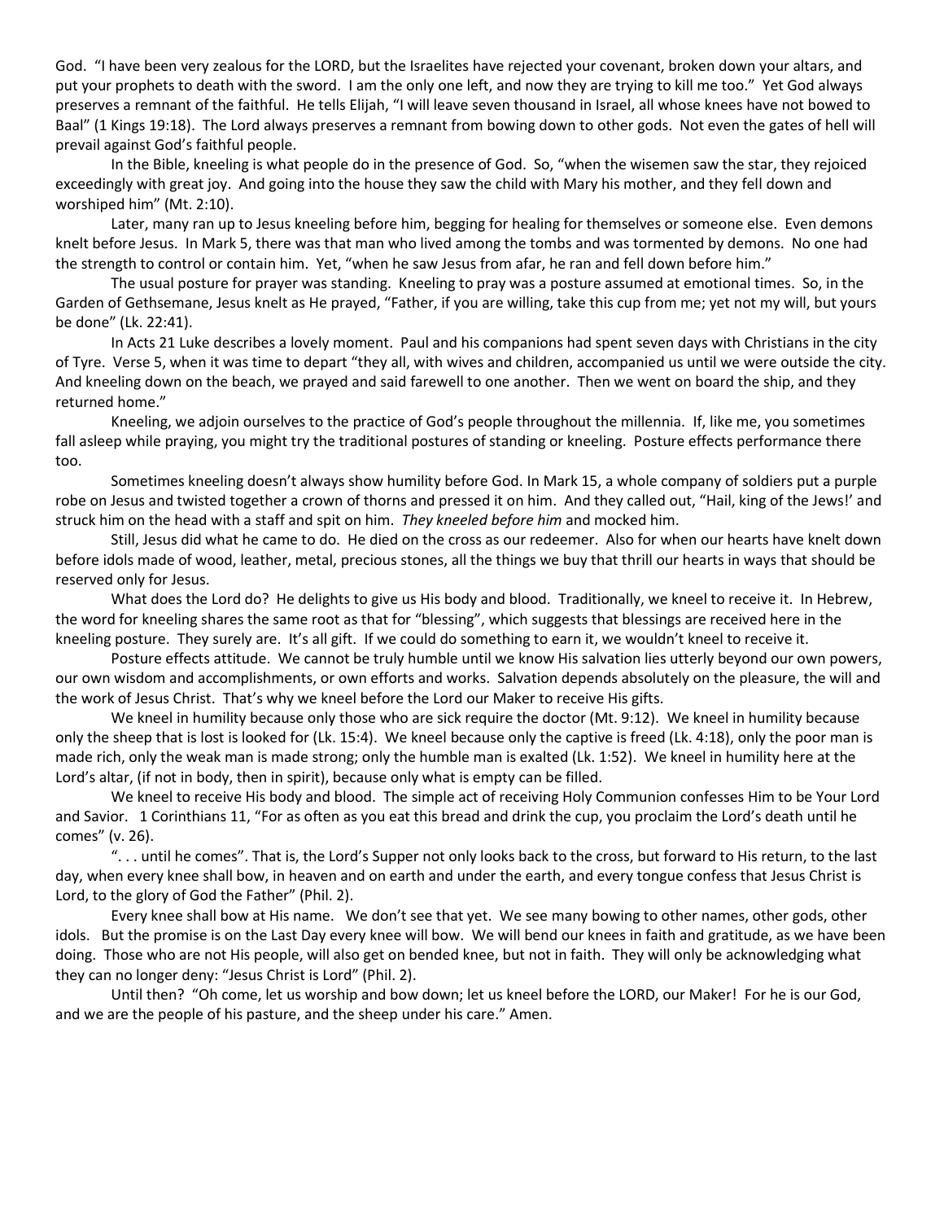God. "I have been very zealous for the LORD, but the Israelites have rejected your covenant, broken down your altars, and put your prophets to death with the sword. I am the only one left, and now they are trying to kill me too." Yet God always preserves a remnant of the faithful. He tells Elijah, "I will leave seven thousand in Israel, all whose knees have not bowed to Baal" (1 Kings 19:18). The Lord always preserves a remnant from bowing down to other gods. Not even the gates of hell will prevail against God's faithful people.

In the Bible, kneeling is what people do in the presence of God. So, "when the wisemen saw the star, they rejoiced exceedingly with great joy. And going into the house they saw the child with Mary his mother, and they fell down and worshiped him" (Mt. 2:10).

Later, many ran up to Jesus kneeling before him, begging for healing for themselves or someone else. Even demons knelt before Jesus. In Mark 5, there was that man who lived among the tombs and was tormented by demons. No one had the strength to control or contain him. Yet, "when he saw Jesus from afar, he ran and fell down before him."

The usual posture for prayer was standing. Kneeling to pray was a posture assumed at emotional times. So, in the Garden of Gethsemane, Jesus knelt as He prayed, "Father, if you are willing, take this cup from me; yet not my will, but yours be done" (Lk. 22:41).

In Acts 21 Luke describes a lovely moment. Paul and his companions had spent seven days with Christians in the city of Tyre. Verse 5, when it was time to depart "they all, with wives and children, accompanied us until we were outside the city. And kneeling down on the beach, we prayed and said farewell to one another. Then we went on board the ship, and they returned home."

Kneeling, we adjoin ourselves to the practice of God's people throughout the millennia. If, like me, you sometimes fall asleep while praying, you might try the traditional postures of standing or kneeling. Posture effects performance there too.

Sometimes kneeling doesn't always show humility before God. In Mark 15, a whole company of soldiers put a purple robe on Jesus and twisted together a crown of thorns and pressed it on him. And they called out, "Hail, king of the Jews!' and struck him on the head with a staff and spit on him. *They kneeled before him* and mocked him.

Still, Jesus did what he came to do. He died on the cross as our redeemer. Also for when our hearts have knelt down before idols made of wood, leather, metal, precious stones, all the things we buy that thrill our hearts in ways that should be reserved only for Jesus.

What does the Lord do? He delights to give us His body and blood. Traditionally, we kneel to receive it. In Hebrew, the word for kneeling shares the same root as that for "blessing", which suggests that blessings are received here in the kneeling posture. They surely are. It's all gift. If we could do something to earn it, we wouldn't kneel to receive it.

Posture effects attitude. We cannot be truly humble until we know His salvation lies utterly beyond our own powers, our own wisdom and accomplishments, or own efforts and works. Salvation depends absolutely on the pleasure, the will and the work of Jesus Christ. That's why we kneel before the Lord our Maker to receive His gifts.

We kneel in humility because only those who are sick require the doctor (Mt. 9:12). We kneel in humility because only the sheep that is lost is looked for (Lk. 15:4). We kneel because only the captive is freed (Lk. 4:18), only the poor man is made rich, only the weak man is made strong; only the humble man is exalted (Lk. 1:52). We kneel in humility here at the Lord's altar, (if not in body, then in spirit), because only what is empty can be filled.

We kneel to receive His body and blood. The simple act of receiving Holy Communion confesses Him to be Your Lord and Savior. 1 Corinthians 11, "For as often as you eat this bread and drink the cup, you proclaim the Lord's death until he comes" (v. 26).

". . . until he comes". That is, the Lord's Supper not only looks back to the cross, but forward to His return, to the last day, when every knee shall bow, in heaven and on earth and under the earth, and every tongue confess that Jesus Christ is Lord, to the glory of God the Father" (Phil. 2).

Every knee shall bow at His name. We don't see that yet. We see many bowing to other names, other gods, other idols. But the promise is on the Last Day every knee will bow. We will bend our knees in faith and gratitude, as we have been doing. Those who are not His people, will also get on bended knee, but not in faith. They will only be acknowledging what they can no longer deny: "Jesus Christ is Lord" (Phil. 2).

Until then? "Oh come, let us worship and bow down; let us kneel before the LORD, our Maker! For he is our God, and we are the people of his pasture, and the sheep under his care." Amen.